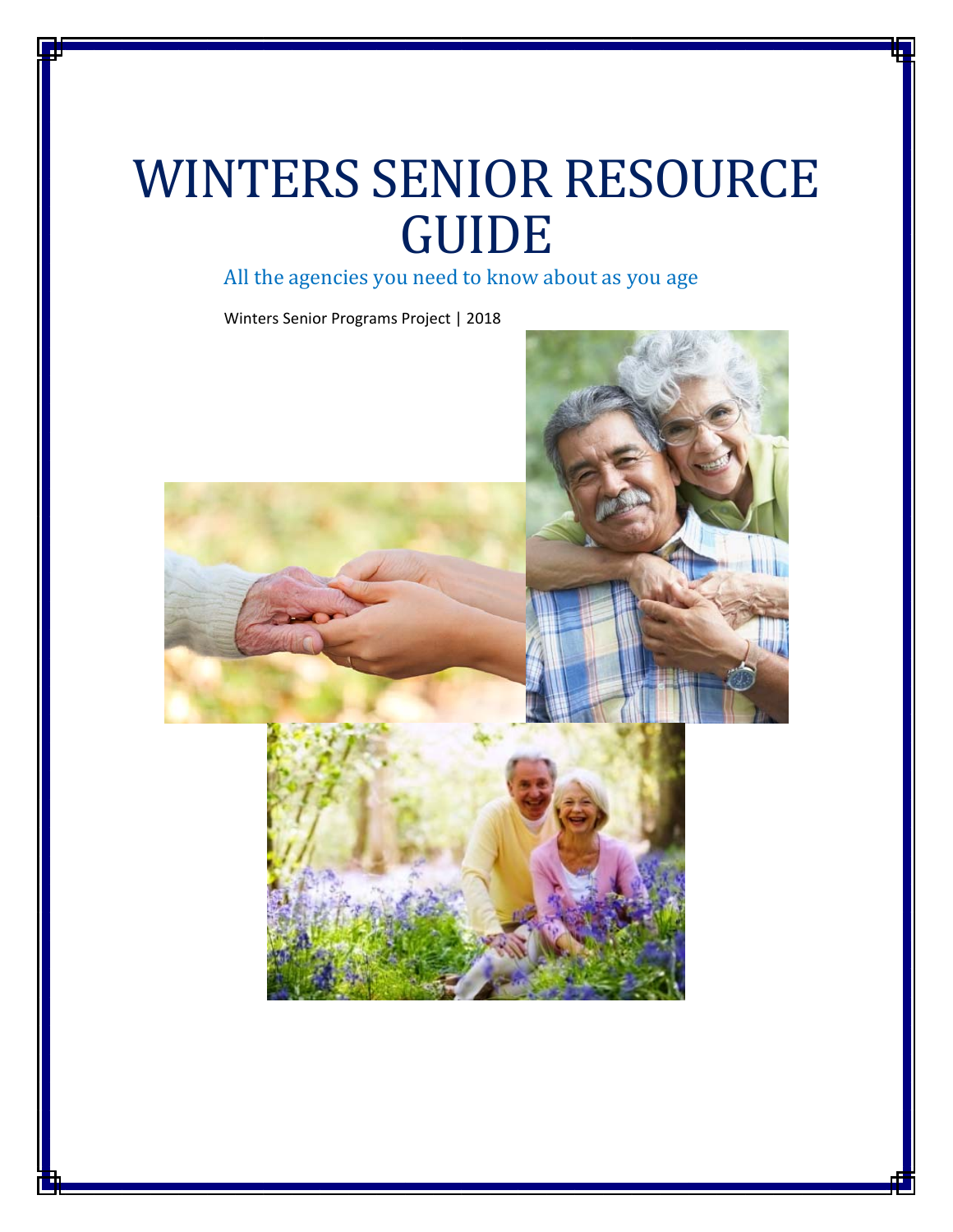# WINTERS SENIOR RESOURCE GUIDE

All the agencies you need to know about as you age

Winters Senior Programs Project | 2018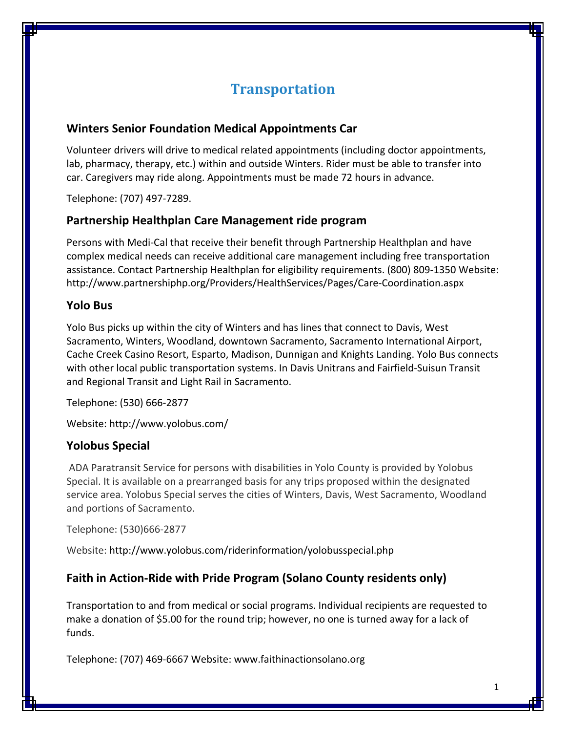# Transportation

## Winters Senior Foundation Medical Appointments Car

Volunteer drivers will drive to medical related appointments (including doctor appointments, lab, pharmacy, therapy, etc.) within and outside Winters. Rider must be able to transfer into car. Caregivers may ride along. Appointments must be made 72 hours in advance.

Telephone: (707) 497-7289.

## Partnership Healthplan Care Management ride program

Persons with Medi-Cal that receive their benefit through Partnership Healthplan and have complex medical needs can receive additional care management including free transportation assistance. Contact Partnership Healthplan for eligibility requirements. (800) 809-1350 Website: http://www.partnershiphp.org/Providers/HealthServices/Pages/Care-Coordination.aspx

## Yolo Bus

Yolo Bus picks up within the city of Winters and has lines that connect to Davis, West Sacramento, Winters, Woodland, downtown Sacramento, Sacramento International Airport, Cache Creek Casino Resort, Esparto, Madison, Dunnigan and Knights Landing. Yolo Bus connects with other local public transportation systems. In Davis Unitrans and Fairfield-Suisun Transit and Regional Transit and Light Rail in Sacramento.

Telephone: (530) 666-2877

Website: http://www.yolobus.com/

## Yolobus Special

ADA Paratransit Service for persons with disabilities in Yolo County is provided by Yolobus Special. It is available on a prearranged basis for any trips proposed within the designated service area. Yolobus Special serves the cities of Winters, Davis, West Sacramento, Woodland and portions of Sacramento.

Telephone: (530)666-2877

Website: http://www.yolobus.com/riderinformation/yolobusspecial.php

## Faith in Action-Ride with Pride Program (Solano County residents only)

Transportation to and from medical or social programs. Individual recipients are requested to make a donation of $5.00 for the round trip; however, no one is turned away for a lack of funds.

Telephone: (707) 469-6667 Website: www.faithinactionsolano.org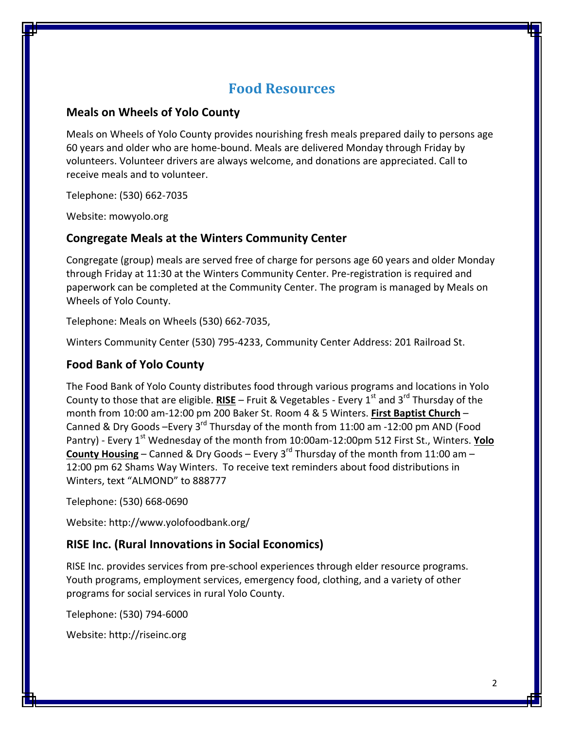# Food Resources

## Meals on Wheels of Yolo County

Meals on Wheels of Yolo County provides nourishing fresh meals prepared daily to persons age 60 years and older who are home-bound. Meals are delivered Monday through Friday by volunteers. Volunteer drivers are always welcome, and donations are appreciated. Call to receive meals and to volunteer.

Telephone: (530) 662-7035

Website: mowyolo.org

## Congregate Meals at the Winters Community Center

Congregate (group) meals are served free of charge for persons age 60 years and older Monday through Friday at 11:30 at the Winters Community Center. Pre-registration is required and paperwork can be completed at the Community Center. The program is managed by Meals on Wheels of Yolo County.

Telephone: Meals on Wheels (530) 662-7035,

Winters Community Center (530) 795-4233, Community Center Address: 201 Railroad St.

## Food Bank of Yolo County

The Food Bank of Yolo County distributes food through various programs and locations in Yolo County to those that are eligible. **RISE** – Fruit & Vegetables - Every 1st and 3rd Thursday of the month from 10:00 am-12:00 pm 200 Baker St. Room 4 & 5 Winters. **First Baptist Church** – Canned & Dry Goods –Every 3rd Thursday of the month from 11:00 am -12:00 pm AND (Food Pantry) - Every 1st Wednesday of the month from 10:00am-12:00pm 512 First St., Winters. **Yolo County Housing** – Canned & Dry Goods – Every 3rd Thursday of the month from 11:00 am – 12:00 pm 62 Shams Way Winters. To receive text reminders about food distributions in Winters, text "ALMOND" to 888777

Telephone: (530) 668-0690

Website: http://www.yolofoodbank.org/

## RISE Inc. (Rural Innovations in Social Economics)

RISE Inc. provides services from pre-school experiences through elder resource programs. Youth programs, employment services, emergency food, clothing, and a variety of other programs for social services in rural Yolo County.

Telephone: (530) 794-6000

Website: http://riseinc.org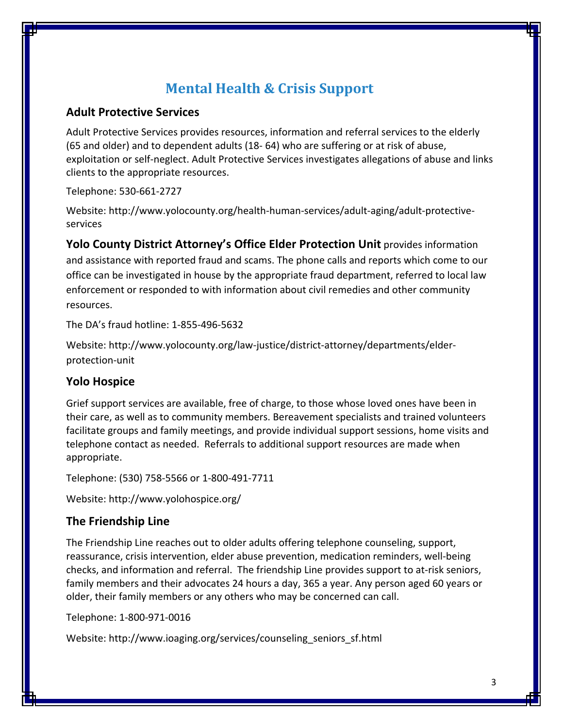# Mental Health & Crisis Support

## Adult Protective Services

Adult Protective Services provides resources, information and referral services to the elderly (65 and older) and to dependent adults (18- 64) who are suffering or at risk of abuse, exploitation or self-neglect. Adult Protective Services investigates allegations of abuse and links clients to the appropriate resources.

Telephone: 530-661-2727

Website: http://www.yolocounty.org/health-human-services/adult-aging/adult-protective-services

**Yolo County District Attorney's Office Elder Protection Unit** provides information and assistance with reported fraud and scams. The phone calls and reports which come to our office can be investigated in house by the appropriate fraud department, referred to local law enforcement or responded to with information about civil remedies and other community resources.

The DA's fraud hotline: 1-855-496-5632

Website: http://www.yolocounty.org/law-justice/district-attorney/departments/elder-protection-unit

## Yolo Hospice

Grief support services are available, free of charge, to those whose loved ones have been in their care, as well as to community members. Bereavement specialists and trained volunteers facilitate groups and family meetings, and provide individual support sessions, home visits and telephone contact as needed. Referrals to additional support resources are made when appropriate.

Telephone: (530) 758-5566 or 1-800-491-7711

Website: http://www.yolohospice.org/

## The Friendship Line

The Friendship Line reaches out to older adults offering telephone counseling, support, reassurance, crisis intervention, elder abuse prevention, medication reminders, well-being checks, and information and referral. The friendship Line provides support to at-risk seniors, family members and their advocates 24 hours a day, 365 a year. Any person aged 60 years or older, their family members or any others who may be concerned can call.

Telephone: 1-800-971-0016

Website: http://www.ioaging.org/services/counseling_seniors_sf.html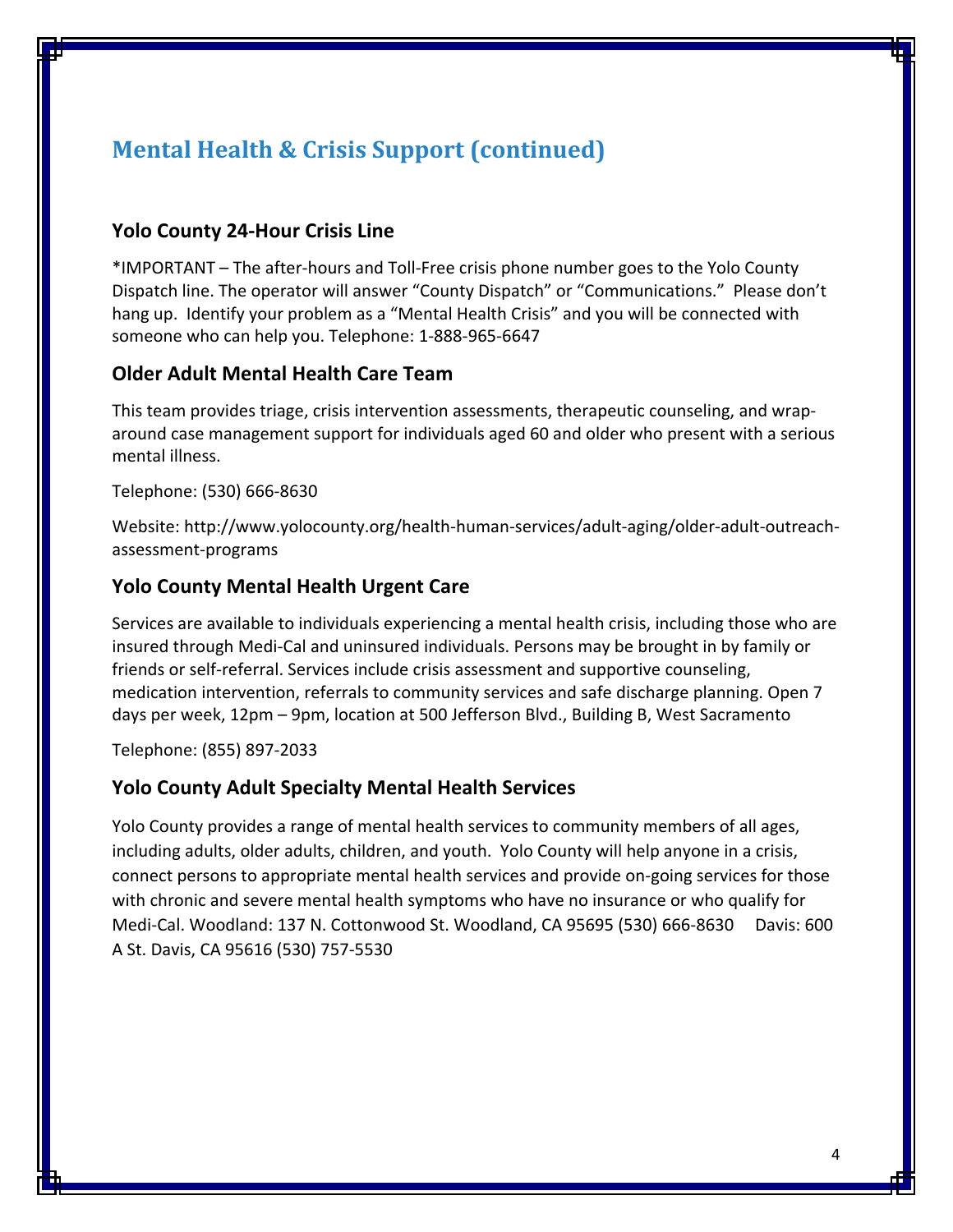## Mental Health & Crisis Support (continued)

### Yolo County 24-Hour Crisis Line

*IMPORTANT – The after-hours and Toll-Free crisis phone number goes to the Yolo County Dispatch line. The operator will answer "County Dispatch" or "Communications." Please don't hang up. Identify your problem as a "Mental Health Crisis" and you will be connected with someone who can help you. Telephone: 1-888-965-6647

### Older Adult Mental Health Care Team

This team provides triage, crisis intervention assessments, therapeutic counseling, and wrap-around case management support for individuals aged 60 and older who present with a serious mental illness.

Telephone: (530) 666-8630

Website: http://www.yolocounty.org/health-human-services/adult-aging/older-adult-outreach-assessment-programs

### Yolo County Mental Health Urgent Care

Services are available to individuals experiencing a mental health crisis, including those who are insured through Medi-Cal and uninsured individuals. Persons may be brought in by family or friends or self-referral. Services include crisis assessment and supportive counseling, medication intervention, referrals to community services and safe discharge planning. Open 7 days per week, 12pm – 9pm, location at 500 Jefferson Blvd., Building B, West Sacramento

Telephone: (855) 897-2033

### Yolo County Adult Specialty Mental Health Services

Yolo County provides a range of mental health services to community members of all ages, including adults, older adults, children, and youth. Yolo County will help anyone in a crisis, connect persons to appropriate mental health services and provide on-going services for those with chronic and severe mental health symptoms who have no insurance or who qualify for Medi-Cal. Woodland: 137 N. Cottonwood St. Woodland, CA 95695 (530) 666-8630 Davis: 600 A St. Davis, CA 95616 (530) 757-5530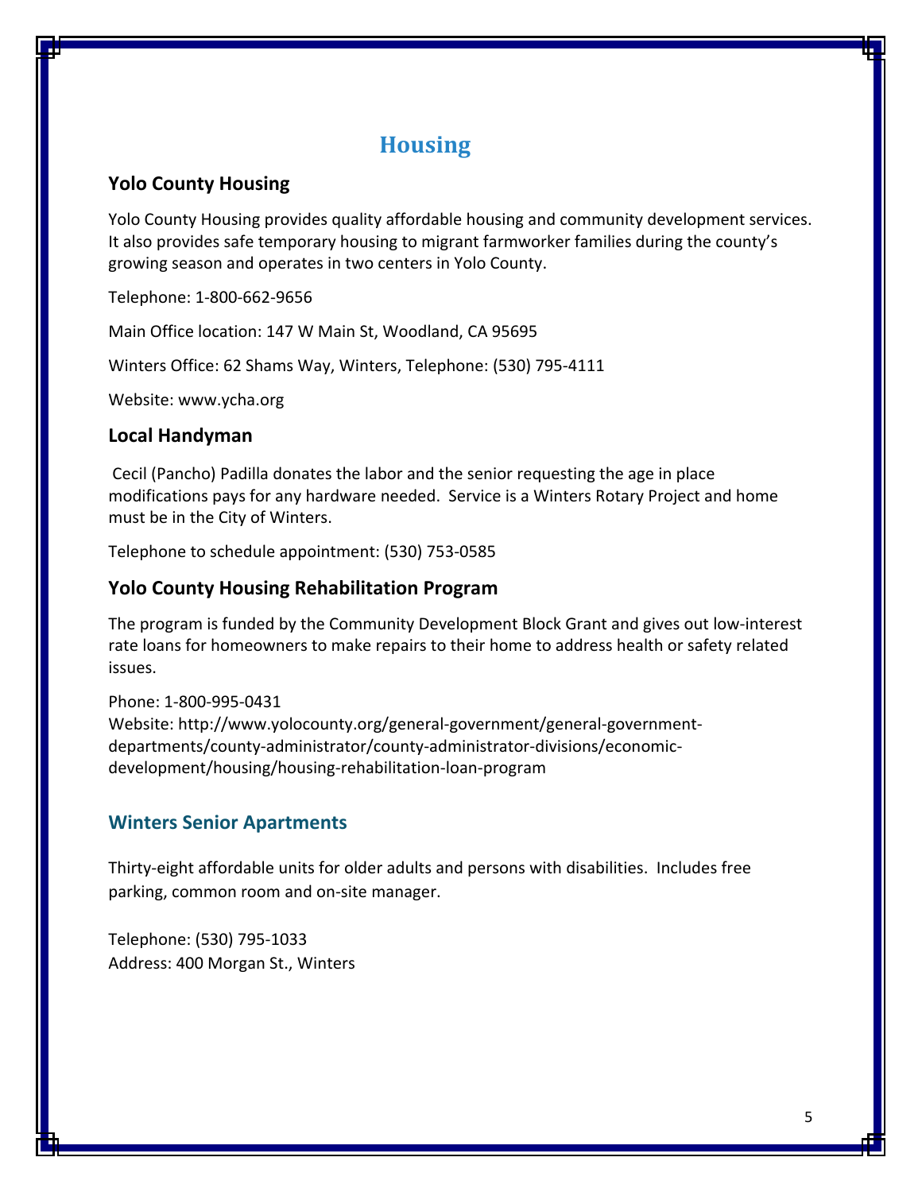# Housing

## Yolo County Housing

Yolo County Housing provides quality affordable housing and community development services. It also provides safe temporary housing to migrant farmworker families during the county's growing season and operates in two centers in Yolo County.

Telephone: 1-800-662-9656

Main Office location: 147 W Main St, Woodland, CA 95695

Winters Office: 62 Shams Way, Winters, Telephone: (530) 795-4111

Website: www.ycha.org

## Local Handyman

Cecil (Pancho) Padilla donates the labor and the senior requesting the age in place modifications pays for any hardware needed. Service is a Winters Rotary Project and home must be in the City of Winters.

Telephone to schedule appointment: (530) 753-0585

## Yolo County Housing Rehabilitation Program

The program is funded by the Community Development Block Grant and gives out low-interest rate loans for homeowners to make repairs to their home to address health or safety related issues.

Phone: 1-800-995-0431
Website: http://www.yolocounty.org/general-government/general-government-departments/county-administrator/county-administrator-divisions/economic-development/housing/housing-rehabilitation-loan-program

## Winters Senior Apartments

Thirty-eight affordable units for older adults and persons with disabilities. Includes free parking, common room and on-site manager.

Telephone: (530) 795-1033
Address: 400 Morgan St., Winters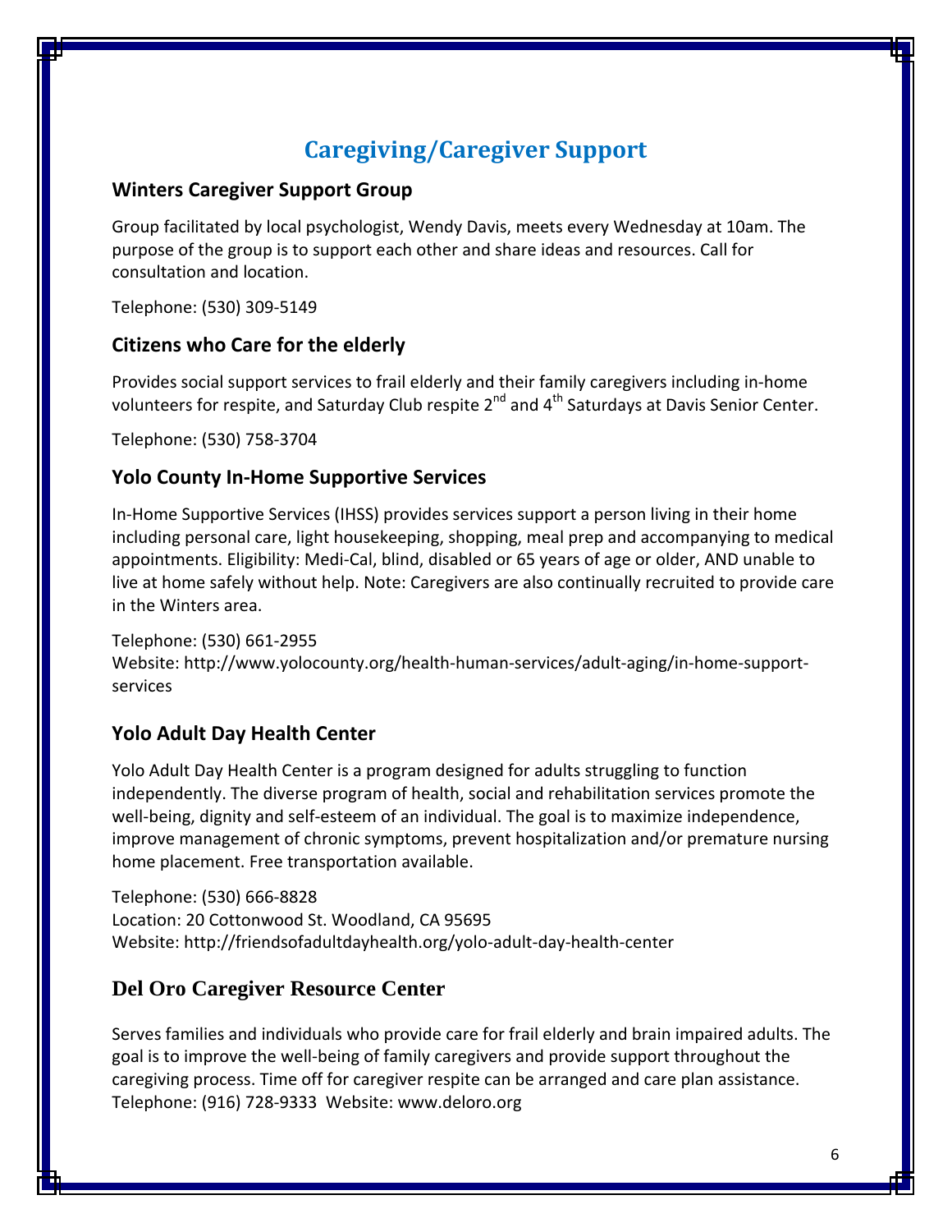# Caregiving/Caregiver Support

## Winters Caregiver Support Group

Group facilitated by local psychologist, Wendy Davis, meets every Wednesday at 10am. The purpose of the group is to support each other and share ideas and resources. Call for consultation and location.

Telephone: (530) 309-5149

## Citizens who Care for the elderly

Provides social support services to frail elderly and their family caregivers including in-home volunteers for respite, and Saturday Club respite 2nd and 4th Saturdays at Davis Senior Center.

Telephone: (530) 758-3704

## Yolo County In-Home Supportive Services

In-Home Supportive Services (IHSS) provides services support a person living in their home including personal care, light housekeeping, shopping, meal prep and accompanying to medical appointments. Eligibility: Medi-Cal, blind, disabled or 65 years of age or older, AND unable to live at home safely without help. Note: Caregivers are also continually recruited to provide care in the Winters area.

Telephone: (530) 661-2955
Website: http://www.yolocounty.org/health-human-services/adult-aging/in-home-support-services

## Yolo Adult Day Health Center

Yolo Adult Day Health Center is a program designed for adults struggling to function independently. The diverse program of health, social and rehabilitation services promote the well-being, dignity and self-esteem of an individual. The goal is to maximize independence, improve management of chronic symptoms, prevent hospitalization and/or premature nursing home placement. Free transportation available.

Telephone: (530) 666-8828
Location: 20 Cottonwood St. Woodland, CA 95695
Website: http://friendsofadultdayhealth.org/yolo-adult-day-health-center

## Del Oro Caregiver Resource Center

Serves families and individuals who provide care for frail elderly and brain impaired adults. The goal is to improve the well-being of family caregivers and provide support throughout the caregiving process. Time off for caregiver respite can be arranged and care plan assistance.
Telephone: (916) 728-9333 Website: www.deloro.org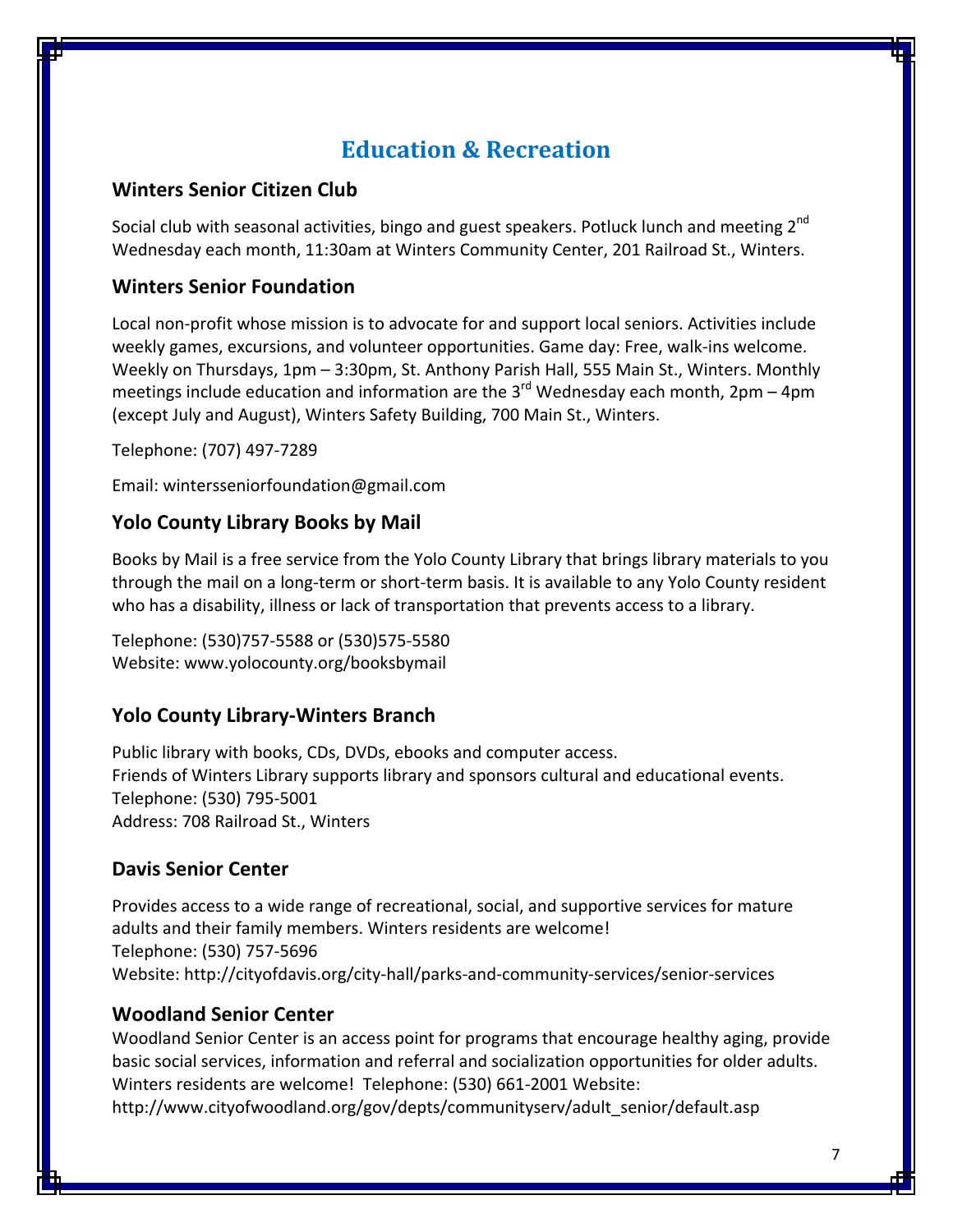# Education & Recreation

## Winters Senior Citizen Club

Social club with seasonal activities, bingo and guest speakers. Potluck lunch and meeting 2nd Wednesday each month, 11:30am at Winters Community Center, 201 Railroad St., Winters.

## Winters Senior Foundation

Local non-profit whose mission is to advocate for and support local seniors. Activities include weekly games, excursions, and volunteer opportunities. Game day: Free, walk-ins welcome. Weekly on Thursdays, 1pm – 3:30pm, St. Anthony Parish Hall, 555 Main St., Winters. Monthly meetings include education and information are the 3rd Wednesday each month, 2pm – 4pm (except July and August), Winters Safety Building, 700 Main St., Winters.

Telephone: (707) 497-7289

Email: wintersseniorfoundation@gmail.com

## Yolo County Library Books by Mail

Books by Mail is a free service from the Yolo County Library that brings library materials to you through the mail on a long-term or short-term basis. It is available to any Yolo County resident who has a disability, illness or lack of transportation that prevents access to a library.

Telephone: (530)757-5588 or (530)575-5580
Website: www.yolocounty.org/booksbymail

## Yolo County Library-Winters Branch

Public library with books, CDs, DVDs, ebooks and computer access.
Friends of Winters Library supports library and sponsors cultural and educational events.
Telephone: (530) 795-5001
Address: 708 Railroad St., Winters

## Davis Senior Center

Provides access to a wide range of recreational, social, and supportive services for mature adults and their family members. Winters residents are welcome!
Telephone: (530) 757-5696
Website: http://cityofdavis.org/city-hall/parks-and-community-services/senior-services

## Woodland Senior Center

Woodland Senior Center is an access point for programs that encourage healthy aging, provide basic social services, information and referral and socialization opportunities for older adults. Winters residents are welcome! Telephone: (530) 661-2001 Website: http://www.cityofwoodland.org/gov/depts/communityserv/adult_senior/default.asp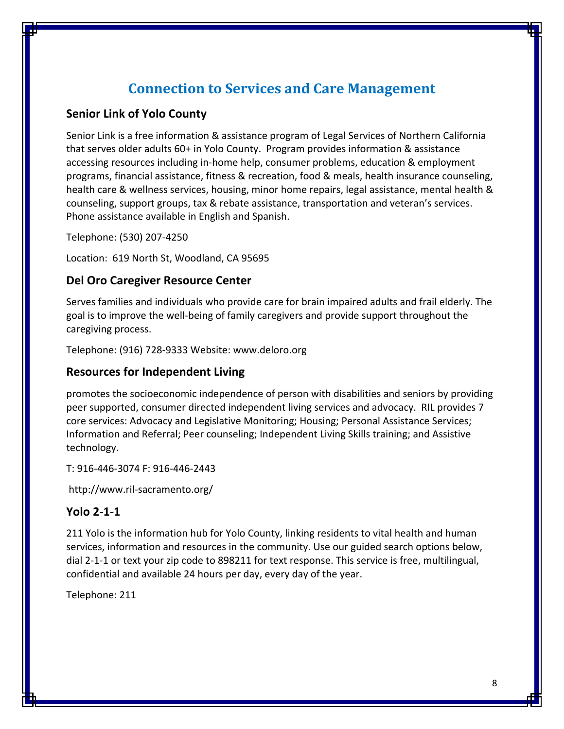# Connection to Services and Care Management

## Senior Link of Yolo County

Senior Link is a free information & assistance program of Legal Services of Northern California that serves older adults 60+ in Yolo County. Program provides information & assistance accessing resources including in-home help, consumer problems, education & employment programs, financial assistance, fitness & recreation, food & meals, health insurance counseling, health care & wellness services, housing, minor home repairs, legal assistance, mental health & counseling, support groups, tax & rebate assistance, transportation and veteran's services. Phone assistance available in English and Spanish.

Telephone: (530) 207-4250

Location: 619 North St, Woodland, CA 95695

## Del Oro Caregiver Resource Center

Serves families and individuals who provide care for brain impaired adults and frail elderly. The goal is to improve the well-being of family caregivers and provide support throughout the caregiving process.

Telephone: (916) 728-9333 Website: www.deloro.org

## Resources for Independent Living

promotes the socioeconomic independence of person with disabilities and seniors by providing peer supported, consumer directed independent living services and advocacy. RIL provides 7 core services: Advocacy and Legislative Monitoring; Housing; Personal Assistance Services; Information and Referral; Peer counseling; Independent Living Skills training; and Assistive technology.

T: 916-446-3074 F: 916-446-2443

http://www.ril-sacramento.org/

## Yolo 2-1-1

211 Yolo is the information hub for Yolo County, linking residents to vital health and human services, information and resources in the community. Use our guided search options below, dial 2-1-1 or text your zip code to 898211 for text response. This service is free, multilingual, confidential and available 24 hours per day, every day of the year.

Telephone: 211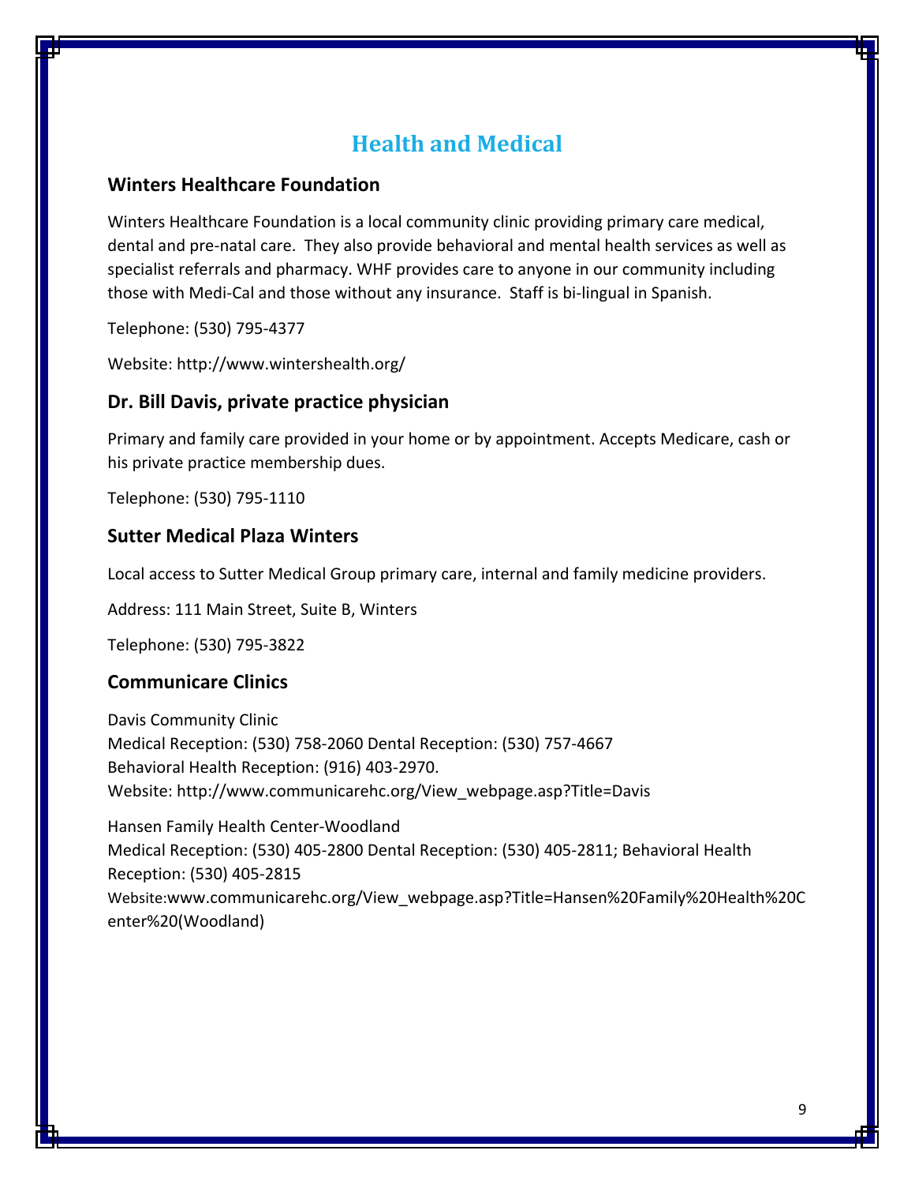# Health and Medical

## Winters Healthcare Foundation

Winters Healthcare Foundation is a local community clinic providing primary care medical, dental and pre-natal care. They also provide behavioral and mental health services as well as specialist referrals and pharmacy. WHF provides care to anyone in our community including those with Medi-Cal and those without any insurance. Staff is bi-lingual in Spanish.

Telephone: (530) 795-4377

Website: http://www.wintershealth.org/

## Dr. Bill Davis, private practice physician

Primary and family care provided in your home or by appointment. Accepts Medicare, cash or his private practice membership dues.

Telephone: (530) 795-1110

## Sutter Medical Plaza Winters

Local access to Sutter Medical Group primary care, internal and family medicine providers.

Address: 111 Main Street, Suite B, Winters

Telephone: (530) 795-3822

## Communicare Clinics

Davis Community Clinic
Medical Reception: (530) 758-2060 Dental Reception: (530) 757-4667
Behavioral Health Reception: (916) 403-2970.
Website: http://www.communicarehc.org/View_webpage.asp?Title=Davis

Hansen Family Health Center-Woodland
Medical Reception: (530) 405-2800 Dental Reception: (530) 405-2811; Behavioral Health Reception: (530) 405-2815
Website:www.communicarehc.org/View_webpage.asp?Title=Hansen%20Family%20Health%20Center%20(Woodland)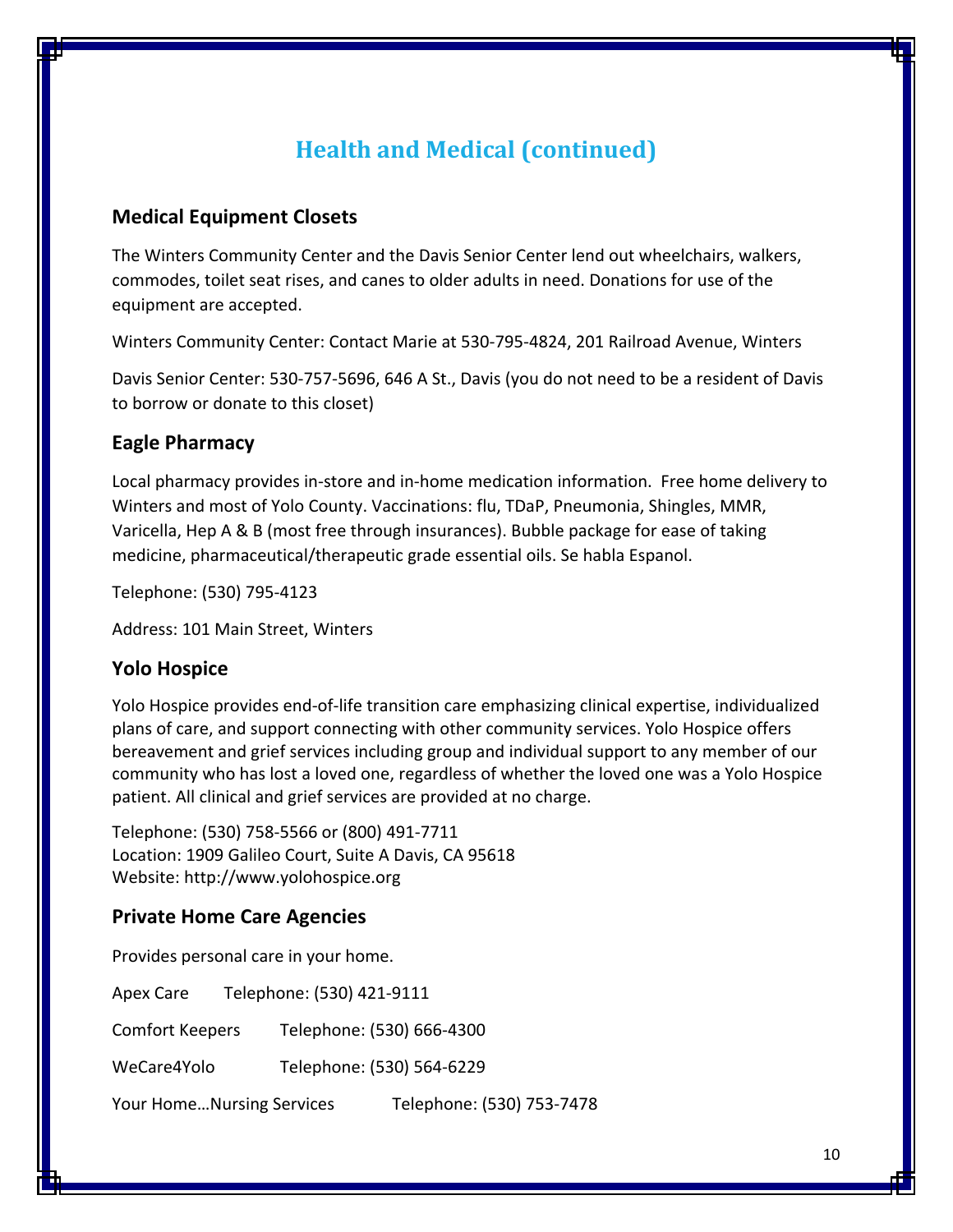# Health and Medical (continued)

## Medical Equipment Closets

The Winters Community Center and the Davis Senior Center lend out wheelchairs, walkers, commodes, toilet seat rises, and canes to older adults in need. Donations for use of the equipment are accepted.

Winters Community Center: Contact Marie at 530-795-4824, 201 Railroad Avenue, Winters

Davis Senior Center: 530-757-5696, 646 A St., Davis (you do not need to be a resident of Davis to borrow or donate to this closet)

## Eagle Pharmacy

Local pharmacy provides in-store and in-home medication information. Free home delivery to Winters and most of Yolo County. Vaccinations: flu, TDaP, Pneumonia, Shingles, MMR, Varicella, Hep A & B (most free through insurances). Bubble package for ease of taking medicine, pharmaceutical/therapeutic grade essential oils. Se habla Espanol.

Telephone: (530) 795-4123

Address: 101 Main Street, Winters

## Yolo Hospice

Yolo Hospice provides end-of-life transition care emphasizing clinical expertise, individualized plans of care, and support connecting with other community services. Yolo Hospice offers bereavement and grief services including group and individual support to any member of our community who has lost a loved one, regardless of whether the loved one was a Yolo Hospice patient. All clinical and grief services are provided at no charge.

Telephone: (530) 758-5566 or (800) 491-7711
Location: 1909 Galileo Court, Suite A Davis, CA 95618
Website: http://www.yolohospice.org

## Private Home Care Agencies

Provides personal care in your home.

Apex Care Telephone: (530) 421-9111

Comfort Keepers Telephone: (530) 666-4300

WeCare4Yolo Telephone: (530) 564-6229

Your Home…Nursing Services Telephone: (530) 753-7478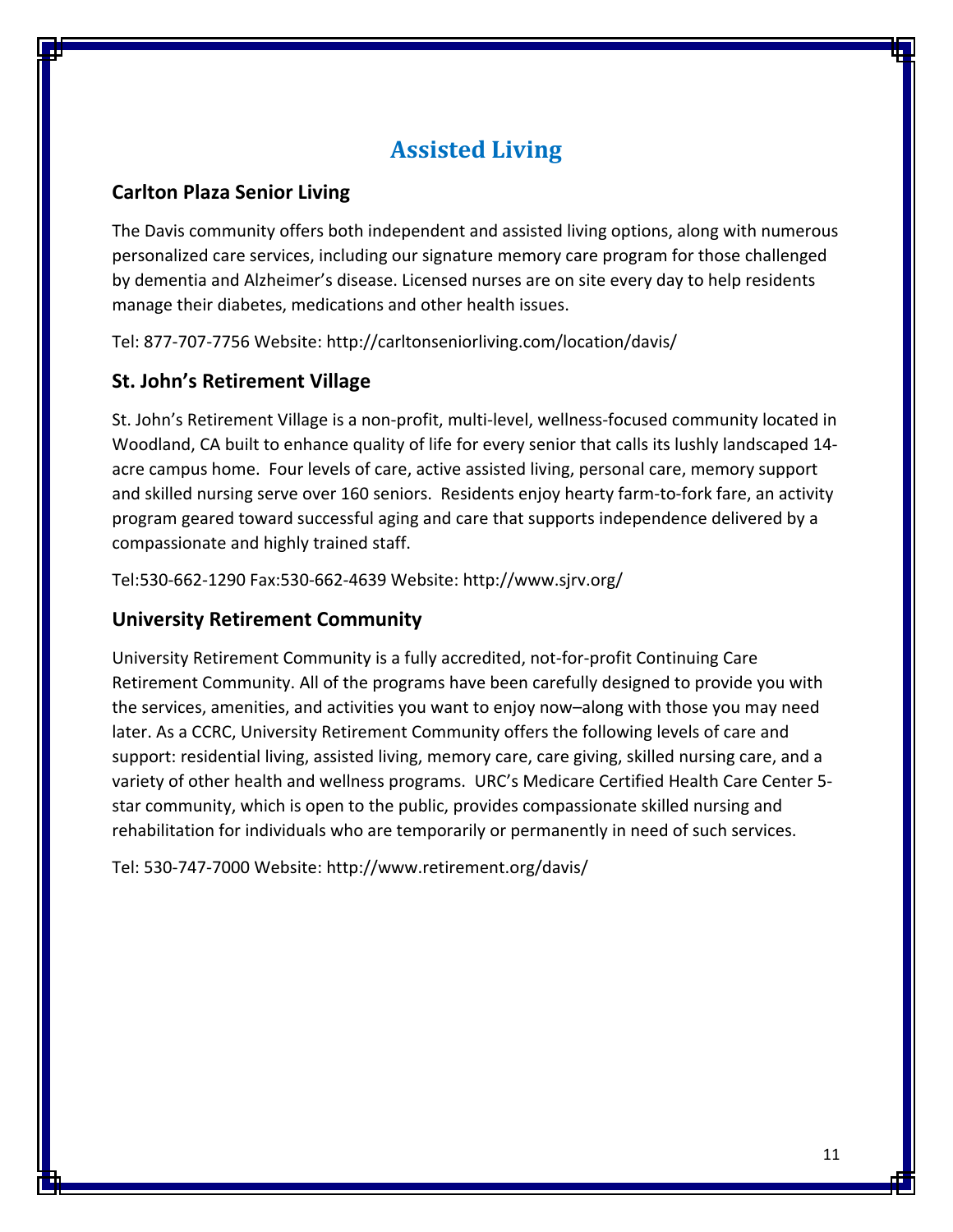# Assisted Living

### Carlton Plaza Senior Living

The Davis community offers both independent and assisted living options, along with numerous personalized care services, including our signature memory care program for those challenged by dementia and Alzheimer's disease. Licensed nurses are on site every day to help residents manage their diabetes, medications and other health issues.

Tel: 877-707-7756 Website: http://carltonseniorliving.com/location/davis/

### St. John's Retirement Village

St. John's Retirement Village is a non-profit, multi-level, wellness-focused community located in Woodland, CA built to enhance quality of life for every senior that calls its lushly landscaped 14-acre campus home. Four levels of care, active assisted living, personal care, memory support and skilled nursing serve over 160 seniors. Residents enjoy hearty farm-to-fork fare, an activity program geared toward successful aging and care that supports independence delivered by a compassionate and highly trained staff.

Tel:530-662-1290 Fax:530-662-4639 Website: http://www.sjrv.org/

### University Retirement Community

University Retirement Community is a fully accredited, not-for-profit Continuing Care Retirement Community. All of the programs have been carefully designed to provide you with the services, amenities, and activities you want to enjoy now–along with those you may need later. As a CCRC, University Retirement Community offers the following levels of care and support: residential living, assisted living, memory care, care giving, skilled nursing care, and a variety of other health and wellness programs. URC's Medicare Certified Health Care Center 5-star community, which is open to the public, provides compassionate skilled nursing and rehabilitation for individuals who are temporarily or permanently in need of such services.

Tel: 530-747-7000 Website: http://www.retirement.org/davis/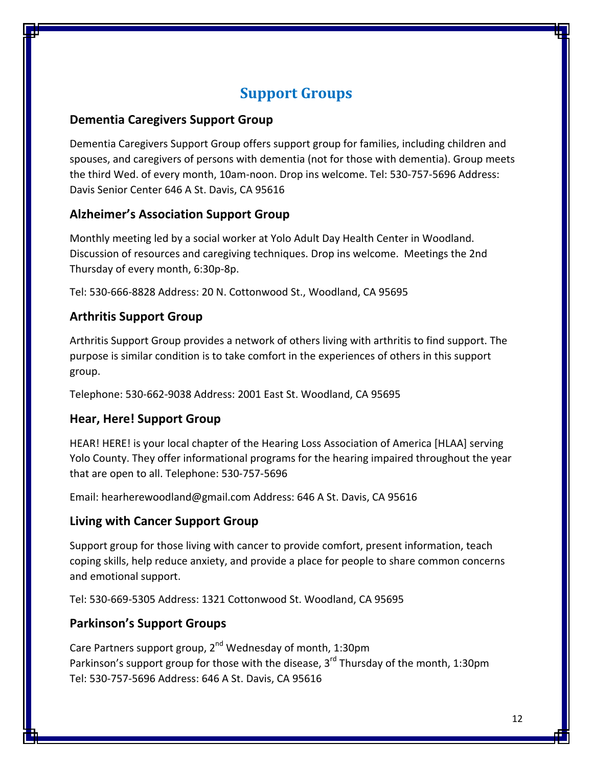# Support Groups

## Dementia Caregivers Support Group

Dementia Caregivers Support Group offers support group for families, including children and spouses, and caregivers of persons with dementia (not for those with dementia). Group meets the third Wed. of every month, 10am-noon. Drop ins welcome. Tel: 530-757-5696 Address: Davis Senior Center 646 A St. Davis, CA 95616

## Alzheimer's Association Support Group

Monthly meeting led by a social worker at Yolo Adult Day Health Center in Woodland. Discussion of resources and caregiving techniques. Drop ins welcome. Meetings the 2nd Thursday of every month, 6:30p-8p.

Tel: 530-666-8828 Address: 20 N. Cottonwood St., Woodland, CA 95695

## Arthritis Support Group

Arthritis Support Group provides a network of others living with arthritis to find support. The purpose is similar condition is to take comfort in the experiences of others in this support group.

Telephone: 530-662-9038 Address: 2001 East St. Woodland, CA 95695

## Hear, Here! Support Group

HEAR! HERE! is your local chapter of the Hearing Loss Association of America [HLAA] serving Yolo County. They offer informational programs for the hearing impaired throughout the year that are open to all. Telephone: 530-757-5696

Email: hearherewoodland@gmail.com Address: 646 A St. Davis, CA 95616

## Living with Cancer Support Group

Support group for those living with cancer to provide comfort, present information, teach coping skills, help reduce anxiety, and provide a place for people to share common concerns and emotional support.

Tel: 530-669-5305 Address: 1321 Cottonwood St. Woodland, CA 95695

## Parkinson's Support Groups

Care Partners support group, 2nd Wednesday of month, 1:30pm
Parkinson's support group for those with the disease, 3rd Thursday of the month, 1:30pm
Tel: 530-757-5696 Address: 646 A St. Davis, CA 95616